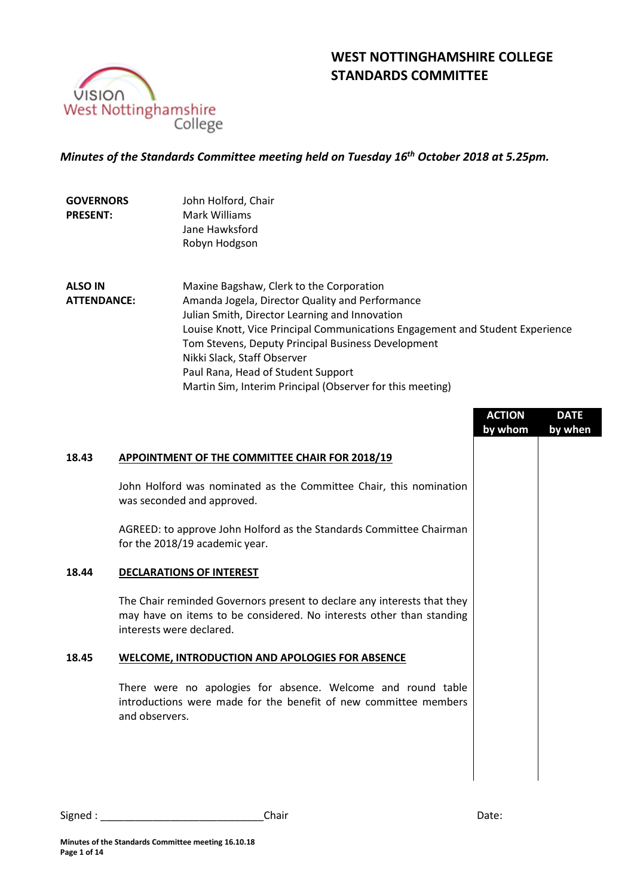# WEST NOTTINGHAMSHIRE COLLEGE
# STANDARDS COMMITTEE

***Minutes of the Standards Committee meeting held on Tuesday 16th October 2018 at 5.25pm.***

| | |
|---|---|
| **GOVERNORS PRESENT:** | John Holford, Chair<br>Mark Williams<br>Jane Hawksford<br>Robyn Hodgson |
| **ALSO IN ATTENDANCE:** | Maxine Bagshaw, Clerk to the Corporation<br>Amanda Jogela, Director Quality and Performance<br>Julian Smith, Director Learning and Innovation<br>Louise Knott, Vice Principal Communications Engagement and Student Experience<br>Tom Stevens, Deputy Principal Business Development<br>Nikki Slack, Staff Observer<br>Paul Rana, Head of Student Support<br>Martin Sim, Interim Principal (Observer for this meeting) |

| | | ACTION by whom | DATE by when |
|---|---|---|---|
| **18.43** | **APPOINTMENT OF THE COMMITTEE CHAIR FOR 2018/19** | | |
| | John Holford was nominated as the Committee Chair, this nomination was seconded and approved. | | |
| | AGREED: to approve John Holford as the Standards Committee Chairman for the 2018/19 academic year. | | |
| **18.44** | **DECLARATIONS OF INTEREST** | | |
| | The Chair reminded Governors present to declare any interests that they may have on items to be considered. No interests other than standing interests were declared. | | |
| **18.45** | **WELCOME, INTRODUCTION AND APOLOGIES FOR ABSENCE** | | |
| | There were no apologies for absence. Welcome and round table introductions were made for the benefit of new committee members and observers. | | |

Signed : ____________________________Chair Date: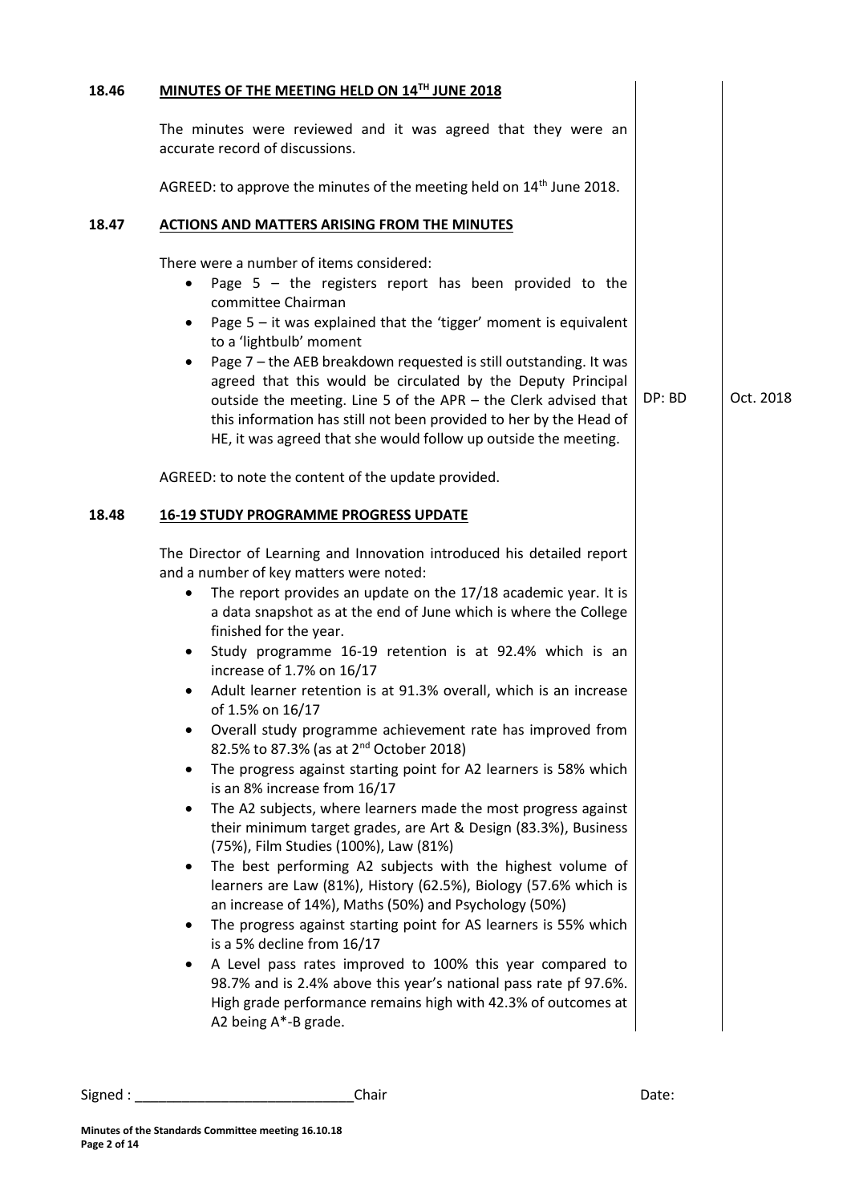**18.46 MINUTES OF THE MEETING HELD ON 14TH JUNE 2018**

The minutes were reviewed and it was agreed that they were an accurate record of discussions.

AGREED: to approve the minutes of the meeting held on 14th June 2018.

**18.47 ACTIONS AND MATTERS ARISING FROM THE MINUTES**

There were a number of items considered:

- Page 5 – the registers report has been provided to the committee Chairman
- Page 5 – it was explained that the 'tigger' moment is equivalent to a 'lightbulb' moment
- Page 7 – the AEB breakdown requested is still outstanding. It was agreed that this would be circulated by the Deputy Principal outside the meeting. Line 5 of the APR – the Clerk advised that this information has still not been provided to her by the Head of HE, it was agreed that she would follow up outside the meeting. — DP: BD — Oct. 2018

AGREED: to note the content of the update provided.

**18.48 16-19 STUDY PROGRAMME PROGRESS UPDATE**

The Director of Learning and Innovation introduced his detailed report and a number of key matters were noted:

- The report provides an update on the 17/18 academic year. It is a data snapshot as at the end of June which is where the College finished for the year.
- Study programme 16-19 retention is at 92.4% which is an increase of 1.7% on 16/17
- Adult learner retention is at 91.3% overall, which is an increase of 1.5% on 16/17
- Overall study programme achievement rate has improved from 82.5% to 87.3% (as at 2nd October 2018)
- The progress against starting point for A2 learners is 58% which is an 8% increase from 16/17
- The A2 subjects, where learners made the most progress against their minimum target grades, are Art & Design (83.3%), Business (75%), Film Studies (100%), Law (81%)
- The best performing A2 subjects with the highest volume of learners are Law (81%), History (62.5%), Biology (57.6% which is an increase of 14%), Maths (50%) and Psychology (50%)
- The progress against starting point for AS learners is 55% which is a 5% decline from 16/17
- A Level pass rates improved to 100% this year compared to 98.7% and is 2.4% above this year's national pass rate pf 97.6%. High grade performance remains high with 42.3% of outcomes at A2 being A*-B grade.

Signed : ____________________________Chair Date: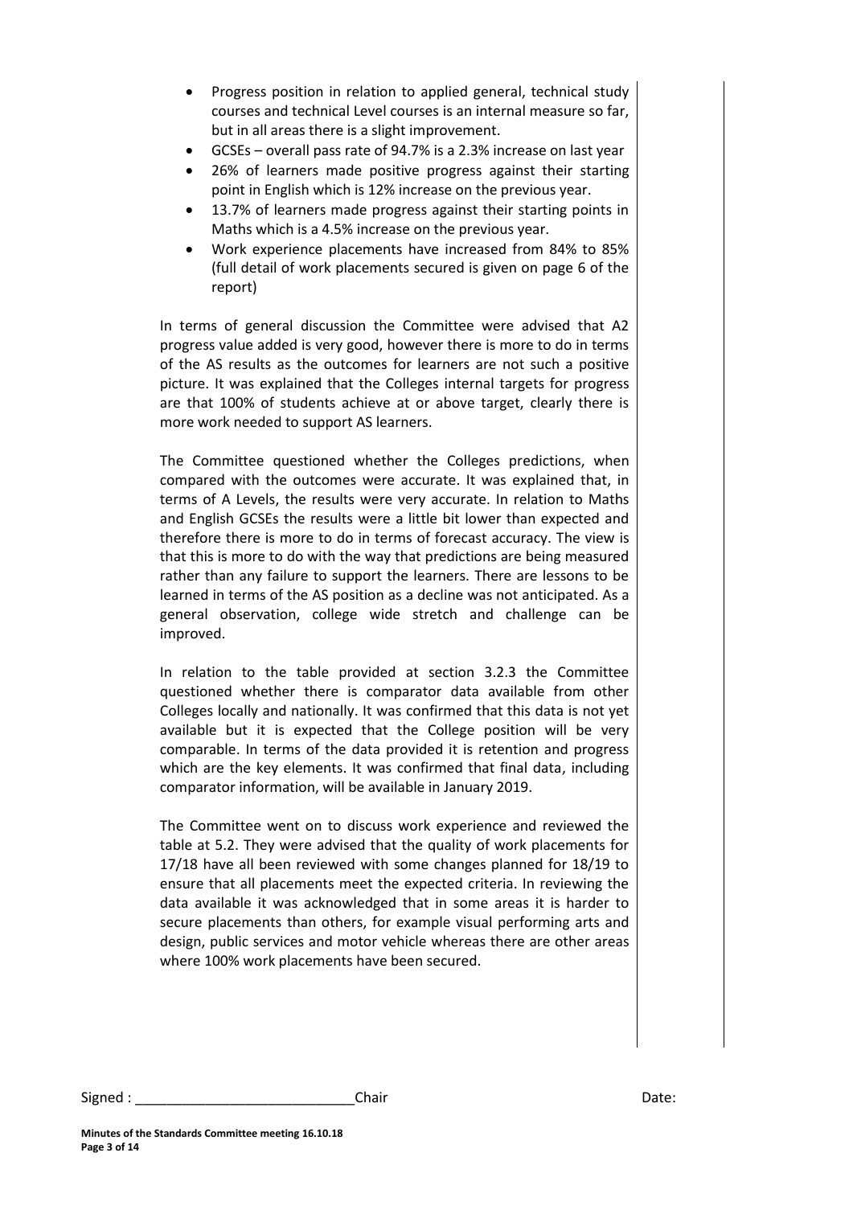- Progress position in relation to applied general, technical study courses and technical Level courses is an internal measure so far, but in all areas there is a slight improvement.
- GCSEs – overall pass rate of 94.7% is a 2.3% increase on last year
- 26% of learners made positive progress against their starting point in English which is 12% increase on the previous year.
- 13.7% of learners made progress against their starting points in Maths which is a 4.5% increase on the previous year.
- Work experience placements have increased from 84% to 85% (full detail of work placements secured is given on page 6 of the report)

In terms of general discussion the Committee were advised that A2 progress value added is very good, however there is more to do in terms of the AS results as the outcomes for learners are not such a positive picture. It was explained that the Colleges internal targets for progress are that 100% of students achieve at or above target, clearly there is more work needed to support AS learners.

The Committee questioned whether the Colleges predictions, when compared with the outcomes were accurate. It was explained that, in terms of A Levels, the results were very accurate. In relation to Maths and English GCSEs the results were a little bit lower than expected and therefore there is more to do in terms of forecast accuracy. The view is that this is more to do with the way that predictions are being measured rather than any failure to support the learners. There are lessons to be learned in terms of the AS position as a decline was not anticipated. As a general observation, college wide stretch and challenge can be improved.

In relation to the table provided at section 3.2.3 the Committee questioned whether there is comparator data available from other Colleges locally and nationally. It was confirmed that this data is not yet available but it is expected that the College position will be very comparable. In terms of the data provided it is retention and progress which are the key elements. It was confirmed that final data, including comparator information, will be available in January 2019.

The Committee went on to discuss work experience and reviewed the table at 5.2. They were advised that the quality of work placements for 17/18 have all been reviewed with some changes planned for 18/19 to ensure that all placements meet the expected criteria. In reviewing the data available it was acknowledged that in some areas it is harder to secure placements than others, for example visual performing arts and design, public services and motor vehicle whereas there are other areas where 100% work placements have been secured.

Signed : ____________________________Chair Date: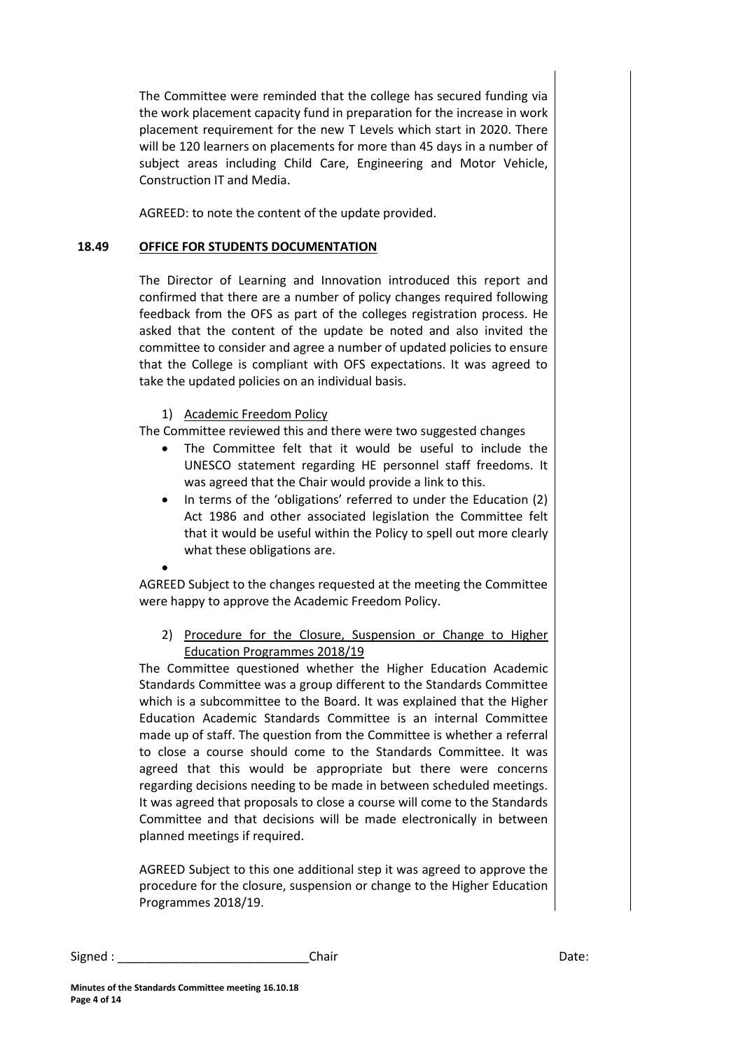The Committee were reminded that the college has secured funding via the work placement capacity fund in preparation for the increase in work placement requirement for the new T Levels which start in 2020. There will be 120 learners on placements for more than 45 days in a number of subject areas including Child Care, Engineering and Motor Vehicle, Construction IT and Media.

AGREED: to note the content of the update provided.

## 18.49 OFFICE FOR STUDENTS DOCUMENTATION

The Director of Learning and Innovation introduced this report and confirmed that there are a number of policy changes required following feedback from the OFS as part of the colleges registration process. He asked that the content of the update be noted and also invited the committee to consider and agree a number of updated policies to ensure that the College is compliant with OFS expectations. It was agreed to take the updated policies on an individual basis.

1) Academic Freedom Policy

The Committee reviewed this and there were two suggested changes

- The Committee felt that it would be useful to include the UNESCO statement regarding HE personnel staff freedoms. It was agreed that the Chair would provide a link to this.
- In terms of the 'obligations' referred to under the Education (2) Act 1986 and other associated legislation the Committee felt that it would be useful within the Policy to spell out more clearly what these obligations are.
- 

AGREED Subject to the changes requested at the meeting the Committee were happy to approve the Academic Freedom Policy.

2) Procedure for the Closure, Suspension or Change to Higher Education Programmes 2018/19

The Committee questioned whether the Higher Education Academic Standards Committee was a group different to the Standards Committee which is a subcommittee to the Board. It was explained that the Higher Education Academic Standards Committee is an internal Committee made up of staff. The question from the Committee is whether a referral to close a course should come to the Standards Committee. It was agreed that this would be appropriate but there were concerns regarding decisions needing to be made in between scheduled meetings. It was agreed that proposals to close a course will come to the Standards Committee and that decisions will be made electronically in between planned meetings if required.

AGREED Subject to this one additional step it was agreed to approve the procedure for the closure, suspension or change to the Higher Education Programmes 2018/19.

Signed : ____________________________Chair Date:

**Minutes of the Standards Committee meeting 16.10.18**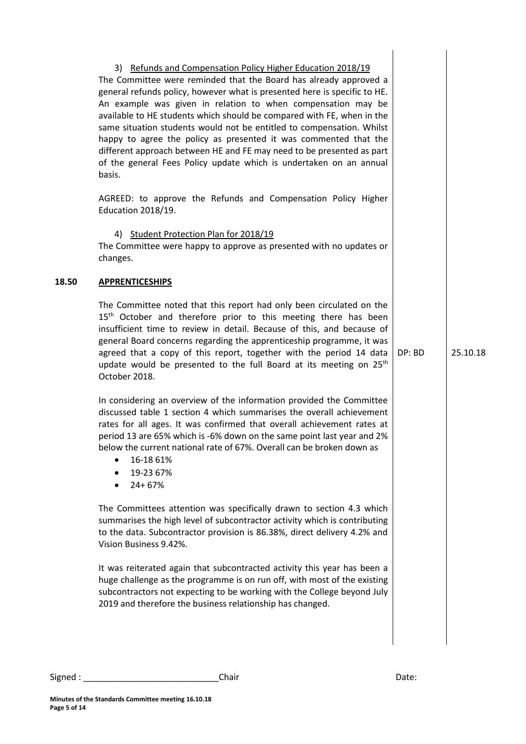3) Refunds and Compensation Policy Higher Education 2018/19

The Committee were reminded that the Board has already approved a general refunds policy, however what is presented here is specific to HE. An example was given in relation to when compensation may be available to HE students which should be compared with FE, when in the same situation students would not be entitled to compensation. Whilst happy to agree the policy as presented it was commented that the different approach between HE and FE may need to be presented as part of the general Fees Policy update which is undertaken on an annual basis.

AGREED: to approve the Refunds and Compensation Policy Higher Education 2018/19.

4) Student Protection Plan for 2018/19

The Committee were happy to approve as presented with no updates or changes.

**18.50 APPRENTICESHIPS**

The Committee noted that this report had only been circulated on the 15th October and therefore prior to this meeting there has been insufficient time to review in detail. Because of this, and because of general Board concerns regarding the apprenticeship programme, it was agreed that a copy of this report, together with the period 14 data update would be presented to the full Board at its meeting on 25th October 2018. — DP: BD — 25.10.18

In considering an overview of the information provided the Committee discussed table 1 section 4 which summarises the overall achievement rates for all ages. It was confirmed that overall achievement rates at period 13 are 65% which is -6% down on the same point last year and 2% below the current national rate of 67%. Overall can be broken down as

- 16-18 61%
- 19-23 67%
- 24+ 67%

The Committees attention was specifically drawn to section 4.3 which summarises the high level of subcontractor activity which is contributing to the data. Subcontractor provision is 86.38%, direct delivery 4.2% and Vision Business 9.42%.

It was reiterated again that subcontracted activity this year has been a huge challenge as the programme is on run off, with most of the existing subcontractors not expecting to be working with the College beyond July 2019 and therefore the business relationship has changed.

Signed : ____________________________Chair Date: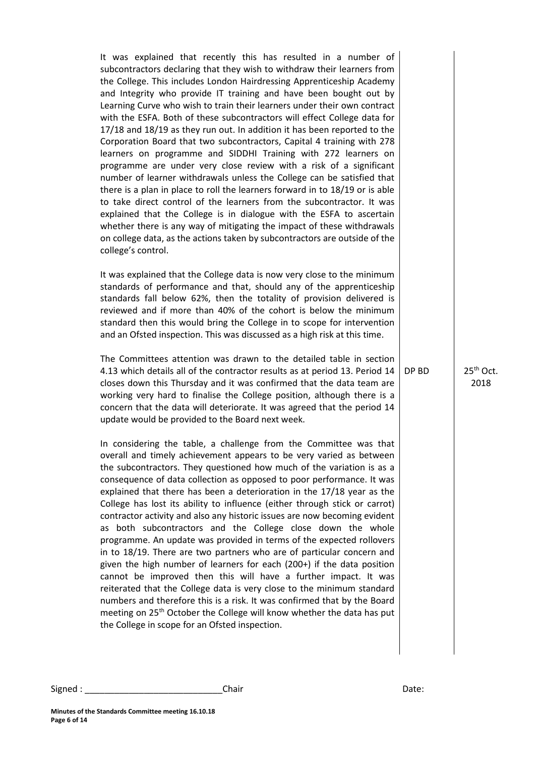It was explained that recently this has resulted in a number of subcontractors declaring that they wish to withdraw their learners from the College. This includes London Hairdressing Apprenticeship Academy and Integrity who provide IT training and have been bought out by Learning Curve who wish to train their learners under their own contract with the ESFA. Both of these subcontractors will effect College data for 17/18 and 18/19 as they run out. In addition it has been reported to the Corporation Board that two subcontractors, Capital 4 training with 278 learners on programme and SIDDHI Training with 272 learners on programme are under very close review with a risk of a significant number of learner withdrawals unless the College can be satisfied that there is a plan in place to roll the learners forward in to 18/19 or is able to take direct control of the learners from the subcontractor. It was explained that the College is in dialogue with the ESFA to ascertain whether there is any way of mitigating the impact of these withdrawals on college data, as the actions taken by subcontractors are outside of the college's control.

It was explained that the College data is now very close to the minimum standards of performance and that, should any of the apprenticeship standards fall below 62%, then the totality of provision delivered is reviewed and if more than 40% of the cohort is below the minimum standard then this would bring the College in to scope for intervention and an Ofsted inspection. This was discussed as a high risk at this time.

| | | |
|---|---|---|
| The Committees attention was drawn to the detailed table in section 4.13 which details all of the contractor results as at period 13. Period 14 closes down this Thursday and it was confirmed that the data team are working very hard to finalise the College position, although there is a concern that the data will deteriorate. It was agreed that the period 14 update would be provided to the Board next week. | DP BD | 25th Oct. 2018 |

In considering the table, a challenge from the Committee was that overall and timely achievement appears to be very varied as between the subcontractors. They questioned how much of the variation is as a consequence of data collection as opposed to poor performance. It was explained that there has been a deterioration in the 17/18 year as the College has lost its ability to influence (either through stick or carrot) contractor activity and also any historic issues are now becoming evident as both subcontractors and the College close down the whole programme. An update was provided in terms of the expected rollovers in to 18/19. There are two partners who are of particular concern and given the high number of learners for each (200+) if the data position cannot be improved then this will have a further impact. It was reiterated that the College data is very close to the minimum standard numbers and therefore this is a risk. It was confirmed that by the Board meeting on 25th October the College will know whether the data has put the College in scope for an Ofsted inspection.

Signed : ____________________________Chair Date: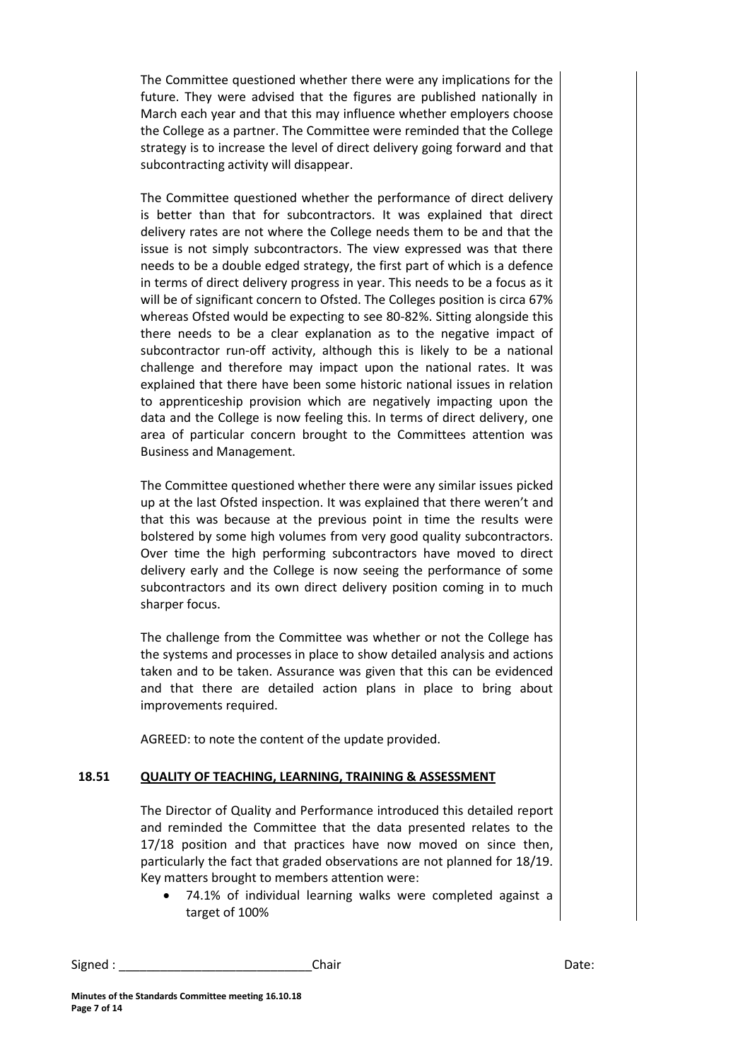The Committee questioned whether there were any implications for the future. They were advised that the figures are published nationally in March each year and that this may influence whether employers choose the College as a partner. The Committee were reminded that the College strategy is to increase the level of direct delivery going forward and that subcontracting activity will disappear.

The Committee questioned whether the performance of direct delivery is better than that for subcontractors. It was explained that direct delivery rates are not where the College needs them to be and that the issue is not simply subcontractors. The view expressed was that there needs to be a double edged strategy, the first part of which is a defence in terms of direct delivery progress in year. This needs to be a focus as it will be of significant concern to Ofsted. The Colleges position is circa 67% whereas Ofsted would be expecting to see 80-82%. Sitting alongside this there needs to be a clear explanation as to the negative impact of subcontractor run-off activity, although this is likely to be a national challenge and therefore may impact upon the national rates. It was explained that there have been some historic national issues in relation to apprenticeship provision which are negatively impacting upon the data and the College is now feeling this. In terms of direct delivery, one area of particular concern brought to the Committees attention was Business and Management.

The Committee questioned whether there were any similar issues picked up at the last Ofsted inspection. It was explained that there weren't and that this was because at the previous point in time the results were bolstered by some high volumes from very good quality subcontractors. Over time the high performing subcontractors have moved to direct delivery early and the College is now seeing the performance of some subcontractors and its own direct delivery position coming in to much sharper focus.

The challenge from the Committee was whether or not the College has the systems and processes in place to show detailed analysis and actions taken and to be taken. Assurance was given that this can be evidenced and that there are detailed action plans in place to bring about improvements required.

AGREED: to note the content of the update provided.

## 18.51 QUALITY OF TEACHING, LEARNING, TRAINING & ASSESSMENT

The Director of Quality and Performance introduced this detailed report and reminded the Committee that the data presented relates to the 17/18 position and that practices have now moved on since then, particularly the fact that graded observations are not planned for 18/19. Key matters brought to members attention were:

- 74.1% of individual learning walks were completed against a target of 100%

Signed : ____________________________Chair Date: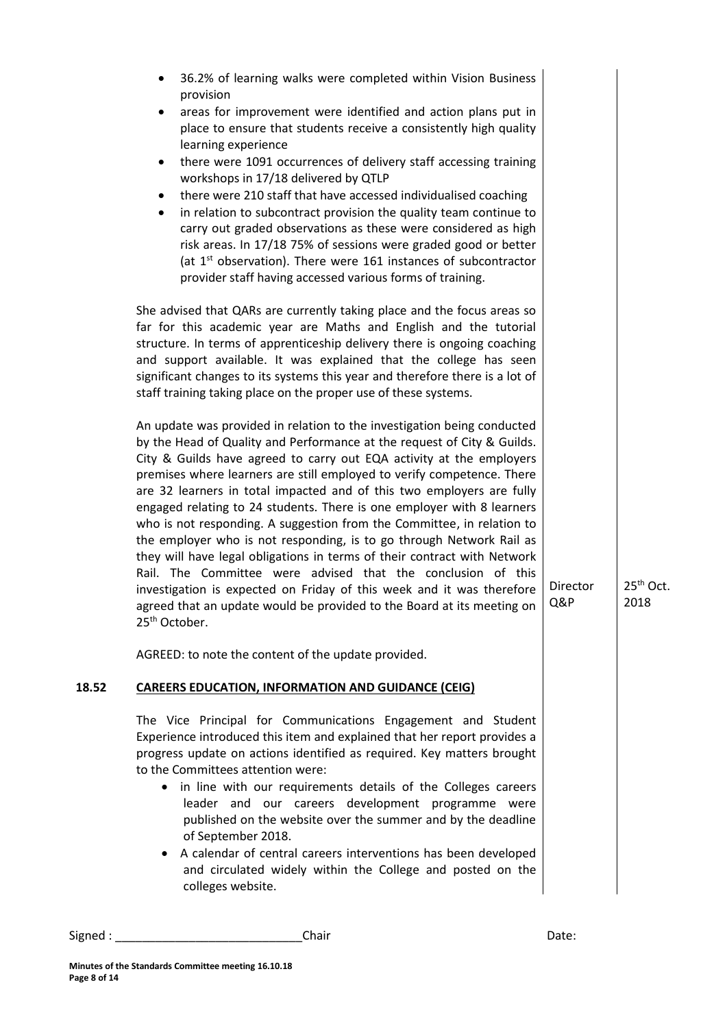- 36.2% of learning walks were completed within Vision Business provision
- areas for improvement were identified and action plans put in place to ensure that students receive a consistently high quality learning experience
- there were 1091 occurrences of delivery staff accessing training workshops in 17/18 delivered by QTLP
- there were 210 staff that have accessed individualised coaching
- in relation to subcontract provision the quality team continue to carry out graded observations as these were considered as high risk areas. In 17/18 75% of sessions were graded good or better (at 1st observation). There were 161 instances of subcontractor provider staff having accessed various forms of training.

She advised that QARs are currently taking place and the focus areas so far for this academic year are Maths and English and the tutorial structure. In terms of apprenticeship delivery there is ongoing coaching and support available. It was explained that the college has seen significant changes to its systems this year and therefore there is a lot of staff training taking place on the proper use of these systems.

An update was provided in relation to the investigation being conducted by the Head of Quality and Performance at the request of City & Guilds. City & Guilds have agreed to carry out EQA activity at the employers premises where learners are still employed to verify competence. There are 32 learners in total impacted and of this two employers are fully engaged relating to 24 students. There is one employer with 8 learners who is not responding. A suggestion from the Committee, in relation to the employer who is not responding, is to go through Network Rail as they will have legal obligations in terms of their contract with Network Rail. The Committee were advised that the conclusion of this investigation is expected on Friday of this week and it was therefore agreed that an update would be provided to the Board at its meeting on 25th October. — **Director Q&P** — **25th Oct. 2018**

AGREED: to note the content of the update provided.

## 18.52 CAREERS EDUCATION, INFORMATION AND GUIDANCE (CEIG)

The Vice Principal for Communications Engagement and Student Experience introduced this item and explained that her report provides a progress update on actions identified as required. Key matters brought to the Committees attention were:

- in line with our requirements details of the Colleges careers leader and our careers development programme were published on the website over the summer and by the deadline of September 2018.
- A calendar of central careers interventions has been developed and circulated widely within the College and posted on the colleges website.

Signed : ____________________________Chair Date:

**Minutes of the Standards Committee meeting 16.10.18**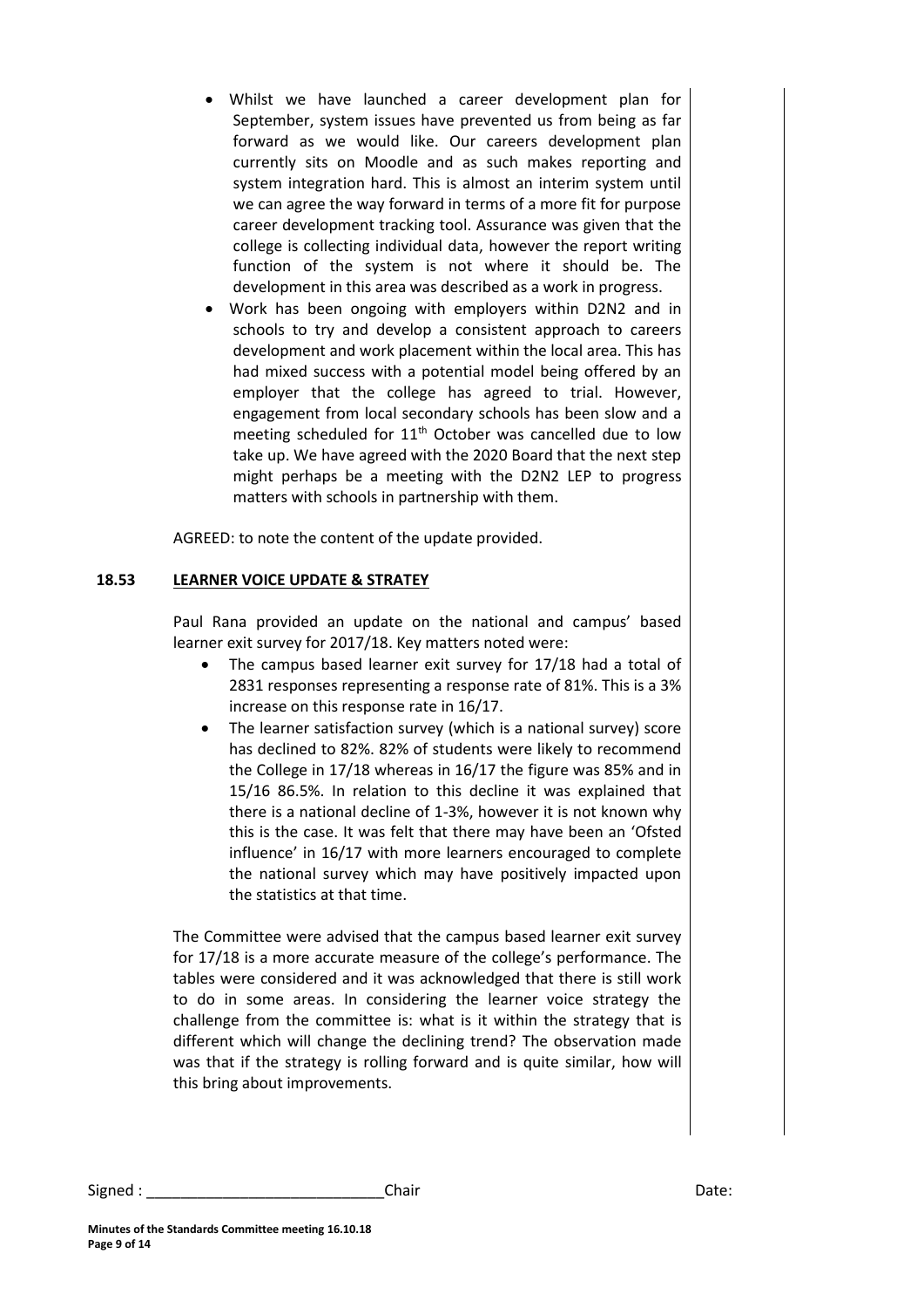- Whilst we have launched a career development plan for September, system issues have prevented us from being as far forward as we would like. Our careers development plan currently sits on Moodle and as such makes reporting and system integration hard. This is almost an interim system until we can agree the way forward in terms of a more fit for purpose career development tracking tool. Assurance was given that the college is collecting individual data, however the report writing function of the system is not where it should be. The development in this area was described as a work in progress.
- Work has been ongoing with employers within D2N2 and in schools to try and develop a consistent approach to careers development and work placement within the local area. This has had mixed success with a potential model being offered by an employer that the college has agreed to trial. However, engagement from local secondary schools has been slow and a meeting scheduled for 11th October was cancelled due to low take up. We have agreed with the 2020 Board that the next step might perhaps be a meeting with the D2N2 LEP to progress matters with schools in partnership with them.

AGREED: to note the content of the update provided.

**18.53 LEARNER VOICE UPDATE & STRATEY**

Paul Rana provided an update on the national and campus' based learner exit survey for 2017/18. Key matters noted were:

- The campus based learner exit survey for 17/18 had a total of 2831 responses representing a response rate of 81%. This is a 3% increase on this response rate in 16/17.
- The learner satisfaction survey (which is a national survey) score has declined to 82%. 82% of students were likely to recommend the College in 17/18 whereas in 16/17 the figure was 85% and in 15/16 86.5%. In relation to this decline it was explained that there is a national decline of 1-3%, however it is not known why this is the case. It was felt that there may have been an 'Ofsted influence' in 16/17 with more learners encouraged to complete the national survey which may have positively impacted upon the statistics at that time.

The Committee were advised that the campus based learner exit survey for 17/18 is a more accurate measure of the college's performance. The tables were considered and it was acknowledged that there is still work to do in some areas. In considering the learner voice strategy the challenge from the committee is: what is it within the strategy that is different which will change the declining trend? The observation made was that if the strategy is rolling forward and is quite similar, how will this bring about improvements.

Signed : ____________________________Chair Date: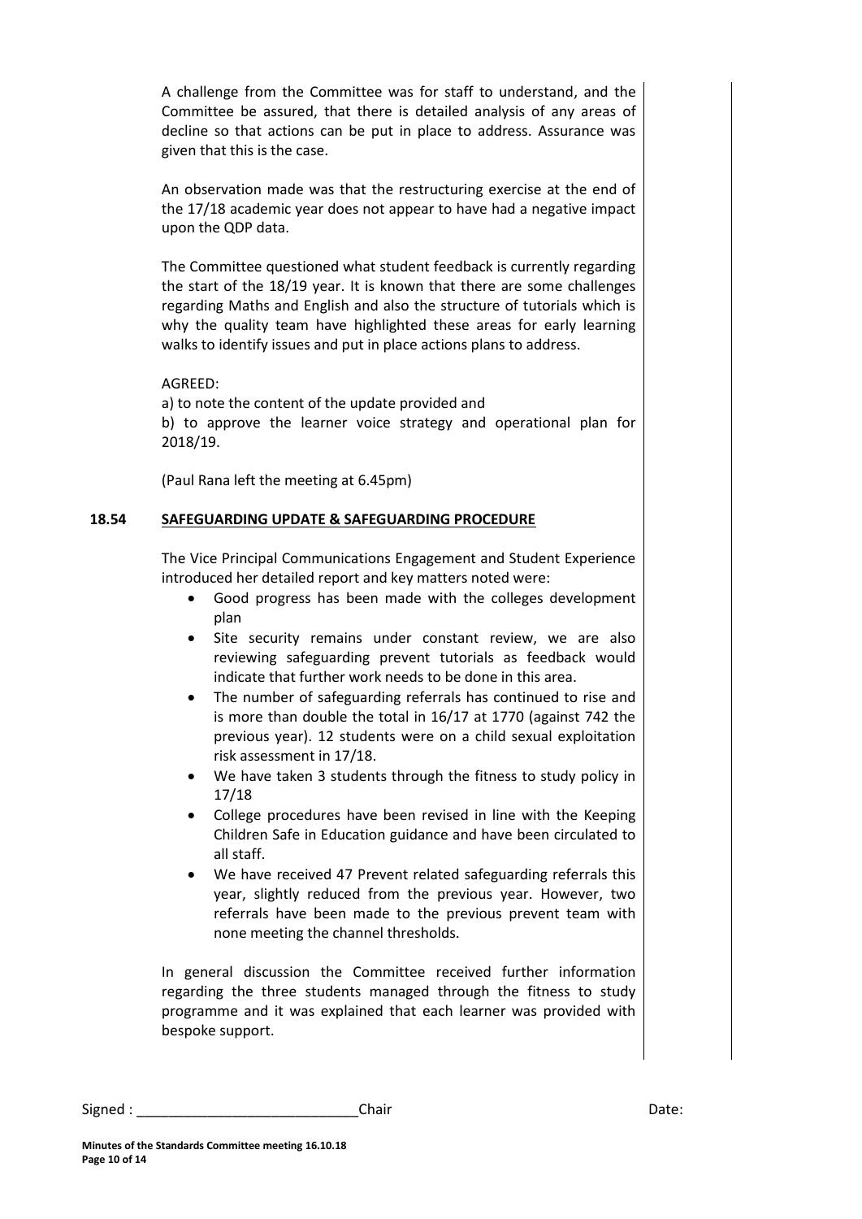A challenge from the Committee was for staff to understand, and the Committee be assured, that there is detailed analysis of any areas of decline so that actions can be put in place to address. Assurance was given that this is the case.

An observation made was that the restructuring exercise at the end of the 17/18 academic year does not appear to have had a negative impact upon the QDP data.

The Committee questioned what student feedback is currently regarding the start of the 18/19 year. It is known that there are some challenges regarding Maths and English and also the structure of tutorials which is why the quality team have highlighted these areas for early learning walks to identify issues and put in place actions plans to address.

AGREED:
a) to note the content of the update provided and
b) to approve the learner voice strategy and operational plan for 2018/19.

(Paul Rana left the meeting at 6.45pm)

**18.54 SAFEGUARDING UPDATE & SAFEGUARDING PROCEDURE**

The Vice Principal Communications Engagement and Student Experience introduced her detailed report and key matters noted were:

- Good progress has been made with the colleges development plan
- Site security remains under constant review, we are also reviewing safeguarding prevent tutorials as feedback would indicate that further work needs to be done in this area.
- The number of safeguarding referrals has continued to rise and is more than double the total in 16/17 at 1770 (against 742 the previous year). 12 students were on a child sexual exploitation risk assessment in 17/18.
- We have taken 3 students through the fitness to study policy in 17/18
- College procedures have been revised in line with the Keeping Children Safe in Education guidance and have been circulated to all staff.
- We have received 47 Prevent related safeguarding referrals this year, slightly reduced from the previous year. However, two referrals have been made to the previous prevent team with none meeting the channel thresholds.

In general discussion the Committee received further information regarding the three students managed through the fitness to study programme and it was explained that each learner was provided with bespoke support.

Signed : ____________________________Chair Date:

**Minutes of the Standards Committee meeting 16.10.18**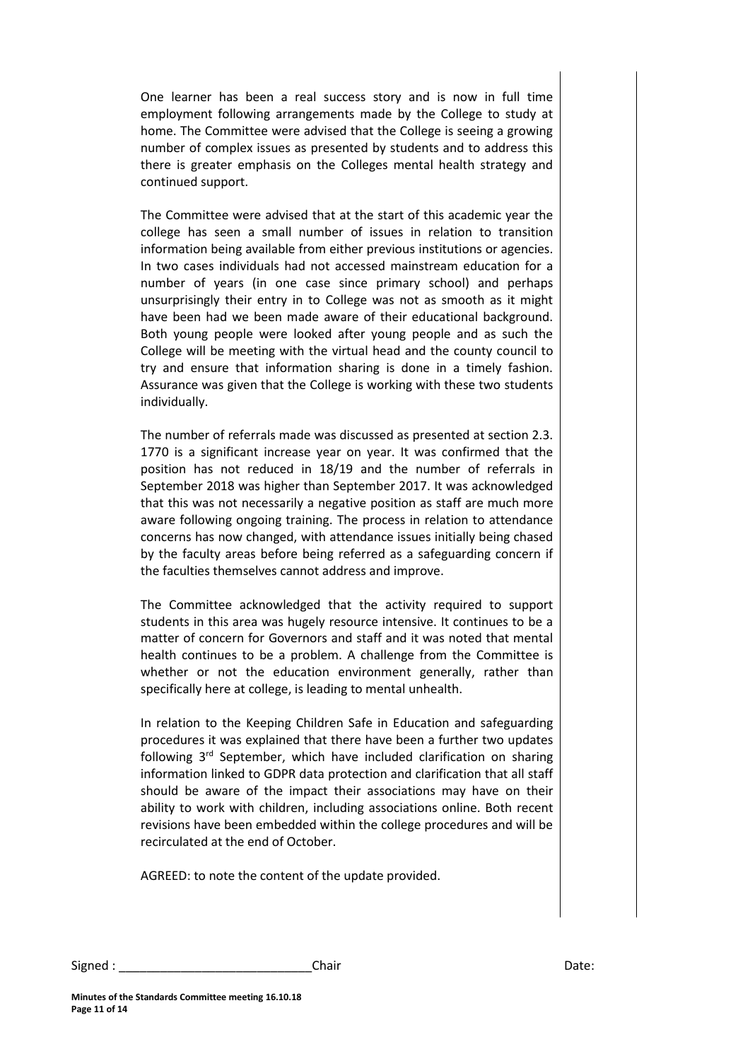One learner has been a real success story and is now in full time employment following arrangements made by the College to study at home. The Committee were advised that the College is seeing a growing number of complex issues as presented by students and to address this there is greater emphasis on the Colleges mental health strategy and continued support.

The Committee were advised that at the start of this academic year the college has seen a small number of issues in relation to transition information being available from either previous institutions or agencies. In two cases individuals had not accessed mainstream education for a number of years (in one case since primary school) and perhaps unsurprisingly their entry in to College was not as smooth as it might have been had we been made aware of their educational background. Both young people were looked after young people and as such the College will be meeting with the virtual head and the county council to try and ensure that information sharing is done in a timely fashion. Assurance was given that the College is working with these two students individually.

The number of referrals made was discussed as presented at section 2.3. 1770 is a significant increase year on year. It was confirmed that the position has not reduced in 18/19 and the number of referrals in September 2018 was higher than September 2017. It was acknowledged that this was not necessarily a negative position as staff are much more aware following ongoing training. The process in relation to attendance concerns has now changed, with attendance issues initially being chased by the faculty areas before being referred as a safeguarding concern if the faculties themselves cannot address and improve.

The Committee acknowledged that the activity required to support students in this area was hugely resource intensive. It continues to be a matter of concern for Governors and staff and it was noted that mental health continues to be a problem. A challenge from the Committee is whether or not the education environment generally, rather than specifically here at college, is leading to mental unhealth.

In relation to the Keeping Children Safe in Education and safeguarding procedures it was explained that there have been a further two updates following 3rd September, which have included clarification on sharing information linked to GDPR data protection and clarification that all staff should be aware of the impact their associations may have on their ability to work with children, including associations online. Both recent revisions have been embedded within the college procedures and will be recirculated at the end of October.

AGREED: to note the content of the update provided.

Signed : ____________________________Chair Date: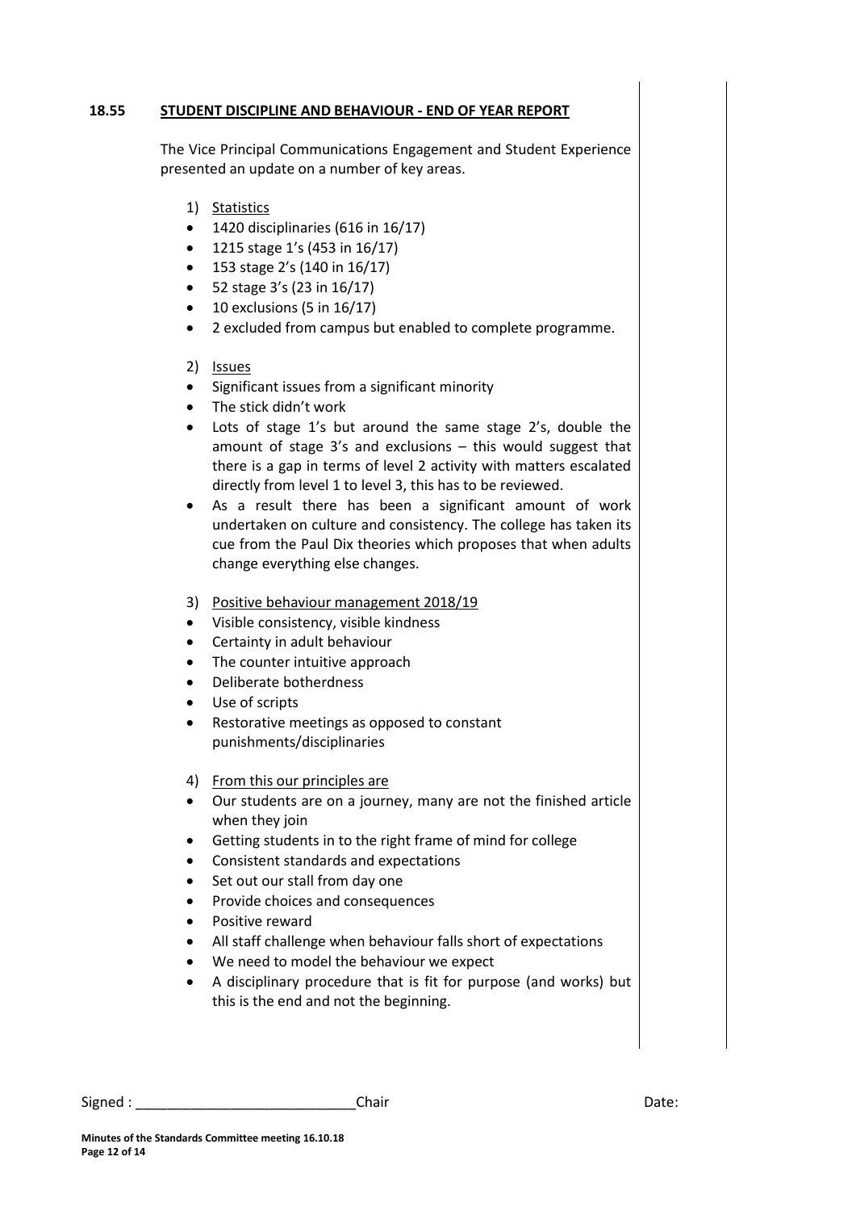## 18.55 STUDENT DISCIPLINE AND BEHAVIOUR - END OF YEAR REPORT

The Vice Principal Communications Engagement and Student Experience presented an update on a number of key areas.

1) Statistics

- 1420 disciplinaries (616 in 16/17)
- 1215 stage 1's (453 in 16/17)
- 153 stage 2's (140 in 16/17)
- 52 stage 3's (23 in 16/17)
- 10 exclusions (5 in 16/17)
- 2 excluded from campus but enabled to complete programme.

2) Issues

- Significant issues from a significant minority
- The stick didn't work
- Lots of stage 1's but around the same stage 2's, double the amount of stage 3's and exclusions – this would suggest that there is a gap in terms of level 2 activity with matters escalated directly from level 1 to level 3, this has to be reviewed.
- As a result there has been a significant amount of work undertaken on culture and consistency. The college has taken its cue from the Paul Dix theories which proposes that when adults change everything else changes.

3) Positive behaviour management 2018/19

- Visible consistency, visible kindness
- Certainty in adult behaviour
- The counter intuitive approach
- Deliberate botherdness
- Use of scripts
- Restorative meetings as opposed to constant punishments/disciplinaries

4) From this our principles are

- Our students are on a journey, many are not the finished article when they join
- Getting students in to the right frame of mind for college
- Consistent standards and expectations
- Set out our stall from day one
- Provide choices and consequences
- Positive reward
- All staff challenge when behaviour falls short of expectations
- We need to model the behaviour we expect
- A disciplinary procedure that is fit for purpose (and works) but this is the end and not the beginning.

Signed : ____________________________Chair Date:

**Minutes of the Standards Committee meeting 16.10.18**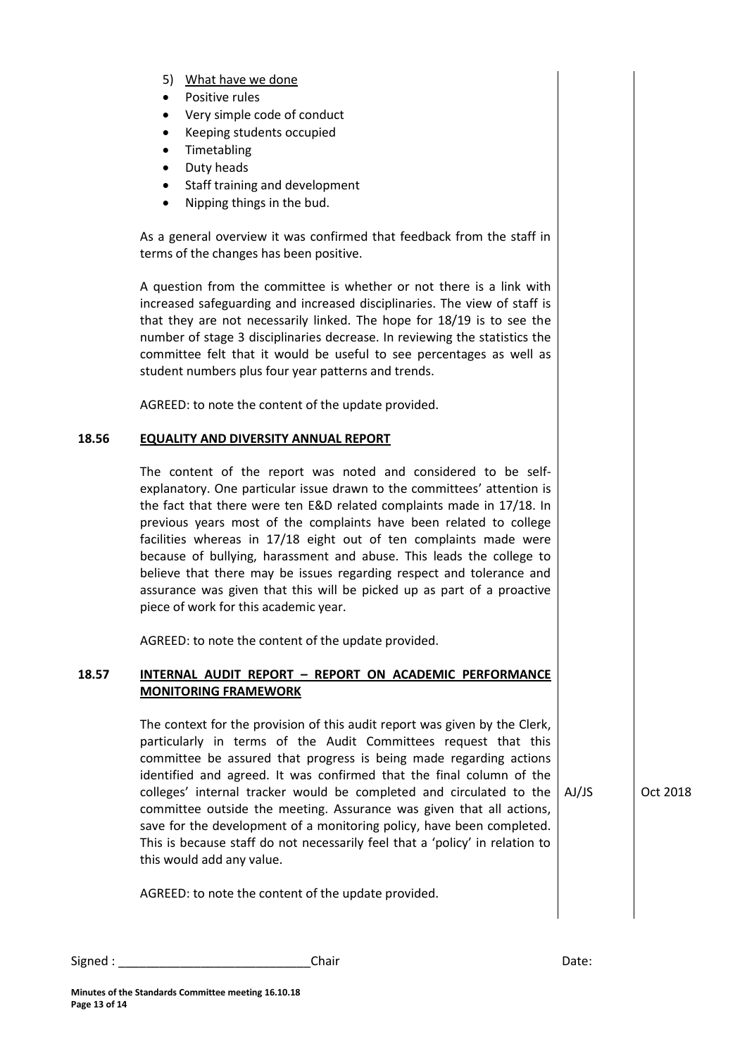5) <u>What have we done</u>

- Positive rules
- Very simple code of conduct
- Keeping students occupied
- Timetabling
- Duty heads
- Staff training and development
- Nipping things in the bud.

As a general overview it was confirmed that feedback from the staff in terms of the changes has been positive.

A question from the committee is whether or not there is a link with increased safeguarding and increased disciplinaries. The view of staff is that they are not necessarily linked. The hope for 18/19 is to see the number of stage 3 disciplinaries decrease. In reviewing the statistics the committee felt that it would be useful to see percentages as well as student numbers plus four year patterns and trends.

AGREED: to note the content of the update provided.

**18.56 EQUALITY AND DIVERSITY ANNUAL REPORT**

The content of the report was noted and considered to be self-explanatory. One particular issue drawn to the committees' attention is the fact that there were ten E&D related complaints made in 17/18. In previous years most of the complaints have been related to college facilities whereas in 17/18 eight out of ten complaints made were because of bullying, harassment and abuse. This leads the college to believe that there may be issues regarding respect and tolerance and assurance was given that this will be picked up as part of a proactive piece of work for this academic year.

AGREED: to note the content of the update provided.

**18.57 INTERNAL AUDIT REPORT – REPORT ON ACADEMIC PERFORMANCE MONITORING FRAMEWORK**

The context for the provision of this audit report was given by the Clerk, particularly in terms of the Audit Committees request that this committee be assured that progress is being made regarding actions identified and agreed. It was confirmed that the final column of the colleges' internal tracker would be completed and circulated to the committee outside the meeting. Assurance was given that all actions, save for the development of a monitoring policy, have been completed. This is because staff do not necessarily feel that a 'policy' in relation to this would add any value. — **AJ/JS** — **Oct 2018**

AGREED: to note the content of the update provided.

Signed : ____________________________Chair Date:

**Minutes of the Standards Committee meeting 16.10.18**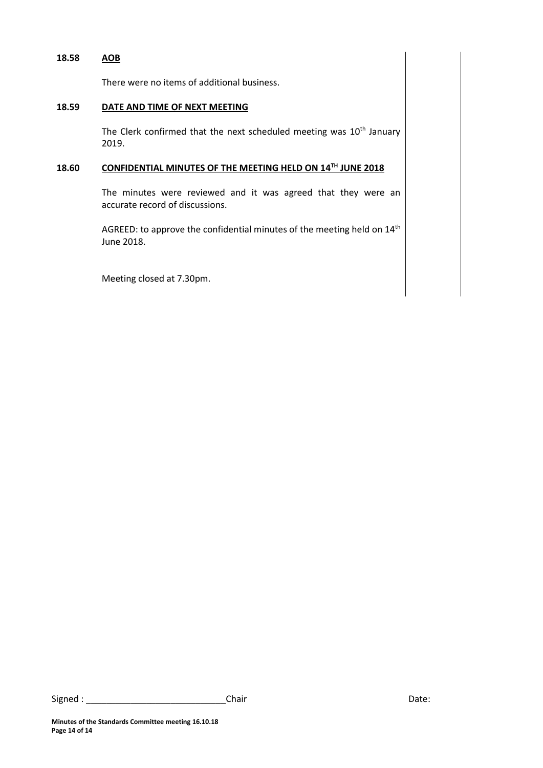**18.58 AOB**

There were no items of additional business.

**18.59 DATE AND TIME OF NEXT MEETING**

The Clerk confirmed that the next scheduled meeting was 10th January 2019.

**18.60 CONFIDENTIAL MINUTES OF THE MEETING HELD ON 14TH JUNE 2018**

The minutes were reviewed and it was agreed that they were an accurate record of discussions.

AGREED: to approve the confidential minutes of the meeting held on 14th June 2018.

Meeting closed at 7.30pm.

Signed : ____________________________Chair Date:

**Minutes of the Standards Committee meeting 16.10.18**